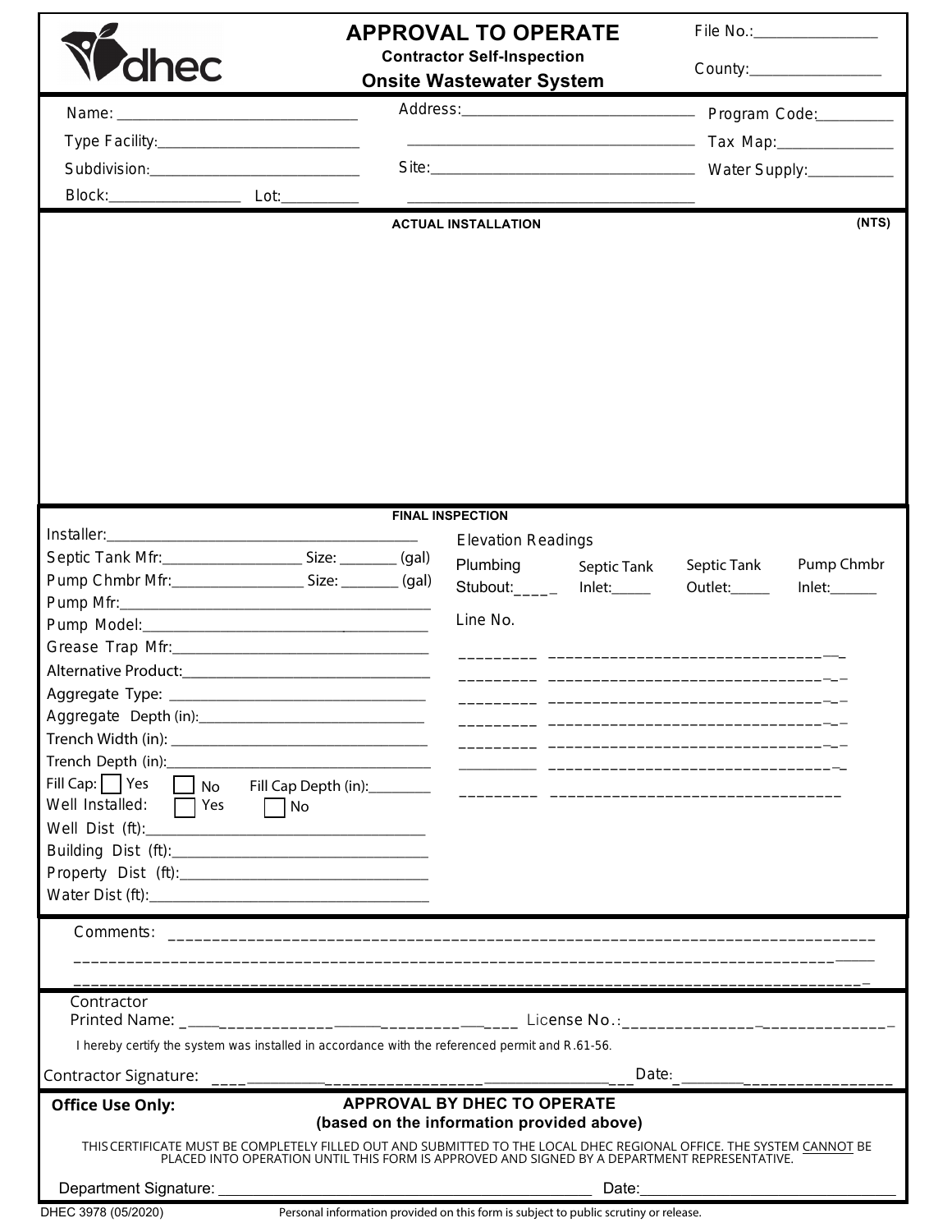# APPROVAL TO OPERATE

**Contractor Self-Inspection**

**Onsite Wastewater System**

File No.:________________

County:_________________

Name: ________________________________

Address: _________________________________

_________________________________________

Program Code:__________

Type Facility:__________________________

Tax Map:_______________

Subdivision:___________________________

Site: _____________________________________

_________________________________________

Water Supply:___________

Block:_________________ Lot:__________

**ACTUAL INSTALLATION** **(NTS)**

**FINAL INSPECTION**

Installer:_________________________________________

Septic Tank Mfr:__________________ Size: ________ (gal)

Pump Chmbr Mfr:_________________ Size: ________ (gal)

Pump Mfr:_________________________________________

Pump Model:______________________________________

Grease Trap Mfr:___________________________________

Alternative Product:________________________________

Aggregate Type: ___________________________________

Aggregate Depth (in):_______________________________

Trench Width (in): __________________________________

Trench Depth (in):__________________________________

Fill Cap: ☐ Yes ☐ No Fill Cap Depth (in):_________

Well Installed: ☐ Yes ☐ No

Well Dist (ft):______________________________________

Building Dist (ft):___________________________________

Property Dist (ft):___________________________________

Water Dist (ft):______________________________________

Elevation Readings

| Plumbing Stubout:_____ | Septic Tank Inlet:_____ | Septic Tank Outlet:_____ | Pump Chmbr Inlet:______ |
|---|---|---|---|

Line No.

_________ _________________________________

_________ _________________________________

_________ _________________________________

_________ _________________________________

_________ _________________________________

_________ _________________________________

_________ _________________________________

Comments: ______________________________________________________________________________

_______________________________________________________________________________________

_______________________________________________________________________________________

Contractor Printed Name: ________________________________________ License No.:______________________________

I hereby certify the system was installed in accordance with the referenced permit and R.61-56.

Contractor Signature: ______________________________________________ Date: _________________________

**Office Use Only:**

**APPROVAL BY DHEC TO OPERATE**
**(based on the information provided above)**

THIS CERTIFICATE MUST BE COMPLETELY FILLED OUT AND SUBMITTED TO THE LOCAL DHEC REGIONAL OFFICE. THE SYSTEM CANNOT BE PLACED INTO OPERATION UNTIL THIS FORM IS APPROVED AND SIGNED BY A DEPARTMENT REPRESENTATIVE.

Department Signature: _____________________________________________ Date:______________________________

DHEC 3978 (05/2020)

Personal information provided on this form is subject to public scrutiny or release.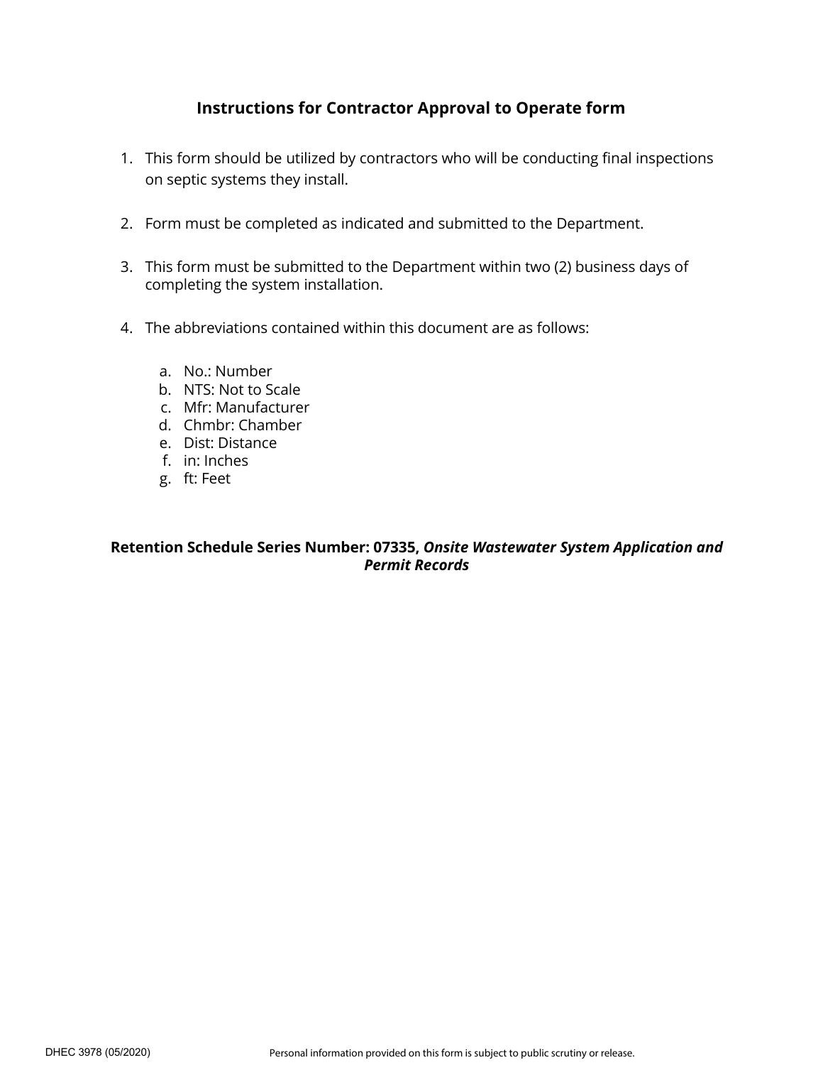## Instructions for Contractor Approval to Operate form

1. This form should be utilized by contractors who will be conducting final inspections on septic systems they install.

2. Form must be completed as indicated and submitted to the Department.

3. This form must be submitted to the Department within two (2) business days of completing the system installation.

4. The abbreviations contained within this document are as follows:

    a. No.: Number
    b. NTS: Not to Scale
    c. Mfr: Manufacturer
    d. Chmbr: Chamber
    e. Dist: Distance
    f. in: Inches
    g. ft: Feet

**Retention Schedule Series Number: 07335, *Onsite Wastewater System Application and Permit Records***

DHEC 3978 (05/2020)

Personal information provided on this form is subject to public scrutiny or release.